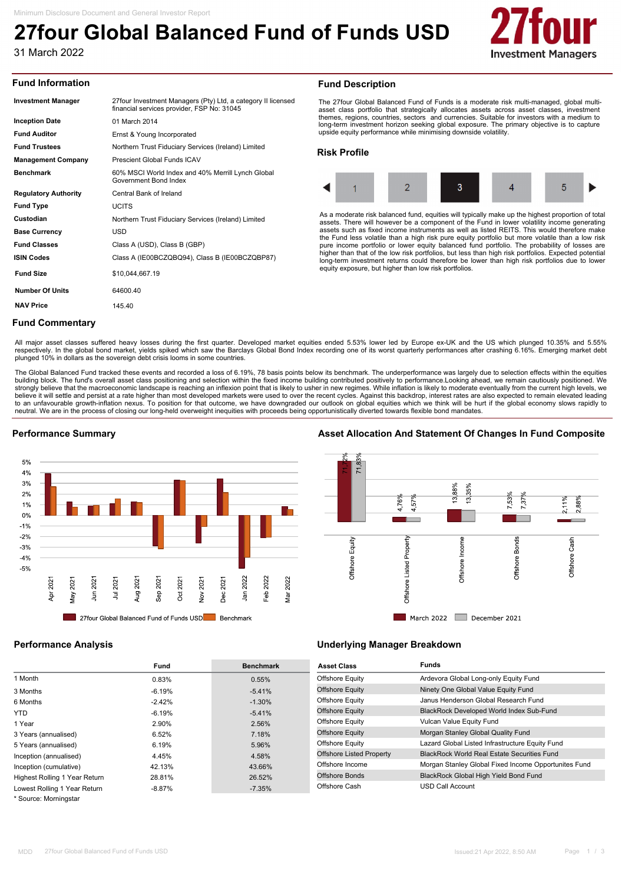Minimum Disclosure Document and General Investor Report

# 27four Global Balanced Fund of Funds USD

31 March 2022

27four Investment Managers

## Fund Information

| | |
|---|---|
| **Investment Manager** | 27four Investment Managers (Pty) Ltd, a category II licensed financial services provider, FSP No: 31045 |
| **Inception Date** | 01 March 2014 |
| **Fund Auditor** | Ernst & Young Incorporated |
| **Fund Trustees** | Northern Trust Fiduciary Services (Ireland) Limited |
| **Management Company** | Prescient Global Funds ICAV |
| **Benchmark** | 60% MSCI World Index and 40% Merrill Lynch Global Government Bond Index |
| **Regulatory Authority** | Central Bank of Ireland |
| **Fund Type** | UCITS |
| **Custodian** | Northern Trust Fiduciary Services (Ireland) Limited |
| **Base Currency** | USD |
| **Fund Classes** | Class A (USD), Class B (GBP) |
| **ISIN Codes** | Class A (IE00BCZQBQ94), Class B (IE00BCZQBP87) |
| **Fund Size** | $10,044,667.19 |
| **Number Of Units** | 64600.40 |
| **NAV Price** | 145.40 |

## Fund Description

The 27four Global Balanced Fund of Funds is a moderate risk multi-managed, global multi-asset class portfolio that strategically allocates assets across asset classes, investment themes, regions, countries, sectors and currencies. Suitable for investors with a medium to long-term investment horizon seeking global exposure. The primary objective is to capture upside equity performance while minimising downside volatility.

## Risk Profile

1 | 2 | **3** | 4 | 5

As a moderate risk balanced fund, equities will typically make up the highest proportion of total assets. There will however be a component of the Fund in lower volatility income generating assets such as fixed income instruments as well as listed REITS. This would therefore make the Fund less volatile than a high risk pure equity portfolio but more volatile than a low risk pure income portfolio or lower equity balanced fund portfolio. The probability of losses are higher than that of the low risk portfolios, but less than high risk portfolios. Expected potential long-term investment returns could therefore be lower than high risk portfolios due to lower equity exposure, but higher than low risk portfolios.

## Fund Commentary

All major asset classes suffered heavy losses during the first quarter. Developed market equities ended 5.53% lower led by Europe ex-UK and the US which plunged 10.35% and 5.55% respectively. In the global bond market, yields spiked which saw the Barclays Global Bond Index recording one of its worst quarterly performances after crashing 6.16%. Emerging market debt plunged 10% in dollars as the sovereign debt crisis looms in some countries.

The Global Balanced Fund tracked these events and recorded a loss of 6.19%, 78 basis points below its benchmark. The underperformance was largely due to selection effects within the equities building block. The fund's overall asset class positioning and selection within the fixed income building contributed positively to performance.Looking ahead, we remain cautiously positioned. We strongly believe that the macroeconomic landscape is reaching an inflexion point that is likely to usher in new regimes. While inflation is likely to moderate eventually from the current high levels, we believe it will settle and persist at a rate higher than most developed markets were used to over the recent cycles. Against this backdrop, interest rates are also expected to remain elevated leading to an unfavourable growth-inflation nexus. To position for that outcome, we have downgraded our outlook on global equities which we think will be hurt if the global economy slows rapidly to neutral. We are in the process of closing our long-held overweight inequities with proceeds being opportunistically diverted towards flexible bond mandates.

## Performance Summary

| Month | 27four Global Balanced Fund of Funds USD | Benchmark |
|---|---|---|
| Apr 2021 | | |
| May 2021 | | |
| Jun 2021 | | |
| Jul 2021 | | |
| Aug 2021 | | |
| Sep 2021 | | |
| Oct 2021 | | |
| Nov 2021 | | |
| Dec 2021 | | |
| Jan 2022 | | |
| Feb 2022 | | |
| Mar 2022 | | |

## Asset Allocation And Statement Of Changes In Fund Composite

| Asset Class | March 2022 | December 2021 |
|---|---|---|
| Offshore Equity | 71,72% | 71,83% |
| Offshore Listed Property | 4,76% | 4,57% |
| Offshore Income | 13,88% | 13,35% |
| Offshore Bonds | 7,53% | 7,37% |
| Offshore Cash | 2,11% | 2,88% |

## Performance Analysis

| | Fund | Benchmark |
|---|---|---|
| 1 Month | 0.83% | 0.55% |
| 3 Months | -6.19% | -5.41% |
| 6 Months | -2.42% | -1.30% |
| YTD | -6.19% | -5.41% |
| 1 Year | 2.90% | 2.56% |
| 3 Years (annualised) | 6.52% | 7.18% |
| 5 Years (annualised) | 6.19% | 5.96% |
| Inception (annualised) | 4.45% | 4.58% |
| Inception (cumulative) | 42.13% | 43.66% |
| Highest Rolling 1 Year Return | 28.81% | 26.52% |
| Lowest Rolling 1 Year Return | -8.87% | -7.35% |

* Source: Morningstar

## Underlying Manager Breakdown

| Asset Class | Funds |
|---|---|
| Offshore Equity | Ardevora Global Long-only Equity Fund |
| Offshore Equity | Ninety One Global Value Equity Fund |
| Offshore Equity | Janus Henderson Global Research Fund |
| Offshore Equity | BlackRock Developed World Index Sub-Fund |
| Offshore Equity | Vulcan Value Equity Fund |
| Offshore Equity | Morgan Stanley Global Quality Fund |
| Offshore Equity | Lazard Global Listed Infrastructure Equity Fund |
| Offshore Listed Property | BlackRock World Real Estate Securities Fund |
| Offshore Income | Morgan Stanley Global Fixed Income Opportunites Fund |
| Offshore Bonds | BlackRock Global High Yield Bond Fund |
| Offshore Cash | USD Call Account |

Issued:21 Apr 2022, 8:50 AM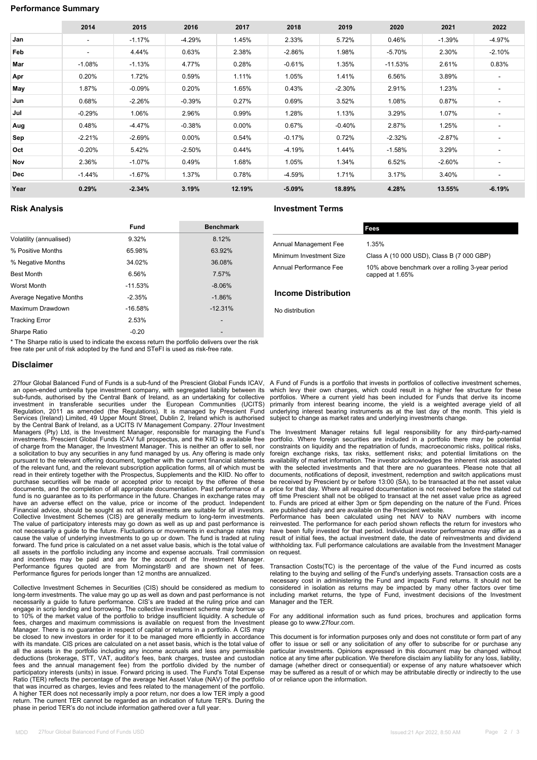## Performance Summary

| | 2014 | 2015 | 2016 | 2017 | 2018 | 2019 | 2020 | 2021 | 2022 |
|---|---|---|---|---|---|---|---|---|---|
| **Jan** | - | -1.17% | -4.29% | 1.45% | 2.33% | 5.72% | 0.46% | -1.39% | -4.97% |
| **Feb** | - | 4.44% | 0.63% | 2.38% | -2.86% | 1.98% | -5.70% | 2.30% | -2.10% |
| **Mar** | -1.08% | -1.13% | 4.77% | 0.28% | -0.61% | 1.35% | -11.53% | 2.61% | 0.83% |
| **Apr** | 0.20% | 1.72% | 0.59% | 1.11% | 1.05% | 1.41% | 6.56% | 3.89% | - |
| **May** | 1.87% | -0.09% | 0.20% | 1.65% | 0.43% | -2.30% | 2.91% | 1.23% | - |
| **Jun** | 0.68% | -2.26% | -0.39% | 0.27% | 0.69% | 3.52% | 1.08% | 0.87% | - |
| **Jul** | -0.29% | 1.06% | 2.96% | 0.99% | 1.28% | 1.13% | 3.29% | 1.07% | - |
| **Aug** | 0.48% | -4.47% | -0.38% | 0.00% | 0.67% | -0.40% | 2.87% | 1.25% | - |
| **Sep** | -2.21% | -2.69% | 0.00% | 0.54% | -0.17% | 0.72% | -2.32% | -2.87% | - |
| **Oct** | -0.20% | 5.42% | -2.50% | 0.44% | -4.19% | 1.44% | -1.58% | 3.29% | - |
| **Nov** | 2.36% | -1.07% | 0.49% | 1.68% | 1.05% | 1.34% | 6.52% | -2.60% | - |
| **Dec** | -1.44% | -1.67% | 1.37% | 0.78% | -4.59% | 1.71% | 3.17% | 3.40% | - |
| **Year** | **0.29%** | **-2.34%** | **3.19%** | **12.19%** | **-5.09%** | **18.89%** | **4.28%** | **13.55%** | **-6.19%** |

## Risk Analysis

| | Fund | Benchmark |
|---|---|---|
| Volatility (annualised) | 9.32% | 8.12% |
| % Positive Months | 65.98% | 63.92% |
| % Negative Months | 34.02% | 36.08% |
| Best Month | 6.56% | 7.57% |
| Worst Month | -11.53% | -8.06% |
| Average Negative Months | -2.35% | -1.86% |
| Maximum Drawdown | -16.58% | -12.31% |
| Tracking Error | 2.53% | - |
| Sharpe Ratio | -0.20 | - |

* The Sharpe ratio is used to indicate the excess return the portfolio delivers over the risk free rate per unit of risk adopted by the fund and STeFI is used as risk-free rate.

## Investment Terms

| | Fees |
|---|---|
| Annual Management Fee | 1.35% |
| Minimum Investment Size | Class A (10 000 USD), Class B (7 000 GBP) |
| Annual Performance Fee | 10% above benchmark over a rolling 3-year period capped at 1.65% |

## Income Distribution

No distribution

## Disclaimer

27four Global Balanced Fund of Funds is a sub-fund of the Prescient Global Funds ICAV, an open-ended umbrella type investment company, with segregated liability between its sub-funds, authorised by the Central Bank of Ireland, as an undertaking for collective investment in transferable securities under the European Communities (UCITS) Regulation, 2011 as amended (the Regulations). It is managed by Prescient Fund Services (Ireland) Limited, 49 Upper Mount Street, Dublin 2, Ireland which is authorised by the Central Bank of Ireland, as a UCITS IV Management Company. 27four Investment Managers (Pty) Ltd, is the Investment Manager, responsible for managing the Fund's investments. Prescient Global Funds ICAV full prospectus, and the KIID is available free of charge from the Manager, the Investment Manager. This is neither an offer to sell, nor a solicitation to buy any securities in any fund managed by us. Any offering is made only pursuant to the relevant offering document, together with the current financial statements of the relevant fund, and the relevant subscription application forms, all of which must be read in their entirety together with the Prospectus, Supplements and the KIID. No offer to purchase securities will be made or accepted prior to receipt by the offeree of these documents, and the completion of all appropriate documentation. Past performance of a fund is no guarantee as to its performance in the future. Changes in exchange rates may have an adverse effect on the value, price or income of the product. Independent Financial advice, should be sought as not all investments are suitable for all investors. Collective Investment Schemes (CIS) are generally medium to long-term investments. The value of participatory interests may go down as well as up and past performance is not necessarily a guide to the future. Fluctuations or movements in exchange rates may cause the value of underlying investments to go up or down. The fund is traded at ruling forward. The fund price is calculated on a net asset value basis, which is the total value of all assets in the portfolio including any income and expense accruals. Trail commission and incentives may be paid and are for the account of the Investment Manager. Performance figures quoted are from Morningstar® and are shown net of fees. Performance figures for periods longer than 12 months are annualized.

Collective Investment Schemes in Securities (CIS) should be considered as medium to long-term investments. The value may go up as well as down and past performance is not necessarily a guide to future performance. CIS's are traded at the ruling price and can engage in scrip lending and borrowing. The collective investment scheme may borrow up to 10% of the market value of the portfolio to bridge insufficient liquidity. A schedule of fees, charges and maximum commissions is available on request from the Investment Manager. There is no guarantee in respect of capital or returns in a portfolio. A CIS may be closed to new investors in order for it to be managed more efficiently in accordance with its mandate. CIS prices are calculated on a net asset basis, which is the total value of all the assets in the portfolio including any income accruals and less any permissible deductions (brokerage, STT, VAT, auditor's fees, bank charges, trustee and custodian fees and the annual management fee) from the portfolio divided by the number of participatory interests (units) in issue. Forward pricing is used. The Fund's Total Expense Ratio (TER) reflects the percentage of the average Net Asset Value (NAV) of the portfolio that was incurred as charges, levies and fees related to the management of the portfolio. A higher TER does not necessarily imply a poor return, nor does a low TER imply a good return. The current TER cannot be regarded as an indication of future TER's. During the phase in period TER's do not include information gathered over a full year.

A Fund of Funds is a portfolio that invests in portfolios of collective investment schemes, which levy their own charges, which could result in a higher fee structure for these portfolios. Where a current yield has been included for Funds that derive its income primarily from interest bearing income, the yield is a weighted average yield of all underlying interest bearing instruments as at the last day of the month. This yield is subject to change as market rates and underlying investments change.

The Investment Manager retains full legal responsibility for any third-party-named portfolio. Where foreign securities are included in a portfolio there may be potential constraints on liquidity and the repatriation of funds, macroeconomic risks, political risks, foreign exchange risks, tax risks, settlement risks; and potential limitations on the availability of market information. The investor acknowledges the inherent risk associated with the selected investments and that there are no guarantees. Please note that all documents, notifications of deposit, investment, redemption and switch applications must be received by Prescient by or before 13:00 (SA), to be transacted at the net asset value price for that day. Where all required documentation is not received before the stated cut off time Prescient shall not be obliged to transact at the net asset value price as agreed to. Funds are priced at either 3pm or 5pm depending on the nature of the Fund. Prices are published daily and are available on the Prescient website.
Performance has been calculated using net NAV to NAV numbers with income reinvested. The performance for each period shown reflects the return for investors who have been fully invested for that period. Individual investor performance may differ as a result of initial fees, the actual investment date, the date of reinvestments and dividend withholding tax. Full performance calculations are available from the Investment Manager on request.

Transaction Costs(TC) is the percentage of the value of the Fund incurred as costs relating to the buying and selling of the Fund's underlying assets. Transaction costs are a necessary cost in administering the Fund and impacts Fund returns. It should not be considered in isolation as returns may be impacted by many other factors over time including market returns, the type of Fund, investment decisions of the Investment Manager and the TER.

For any additional information such as fund prices, brochures and application forms please go to www.27four.com.

This document is for information purposes only and does not constitute or form part of any offer to issue or sell or any solicitation of any offer to subscribe for or purchase any particular investments. Opinions expressed in this document may be changed without notice at any time after publication. We therefore disclaim any liability for any loss, liability, damage (whether direct or consequential) or expense of any nature whatsoever which may be suffered as a result of or which may be attributable directly or indirectly to the use of or reliance upon the information.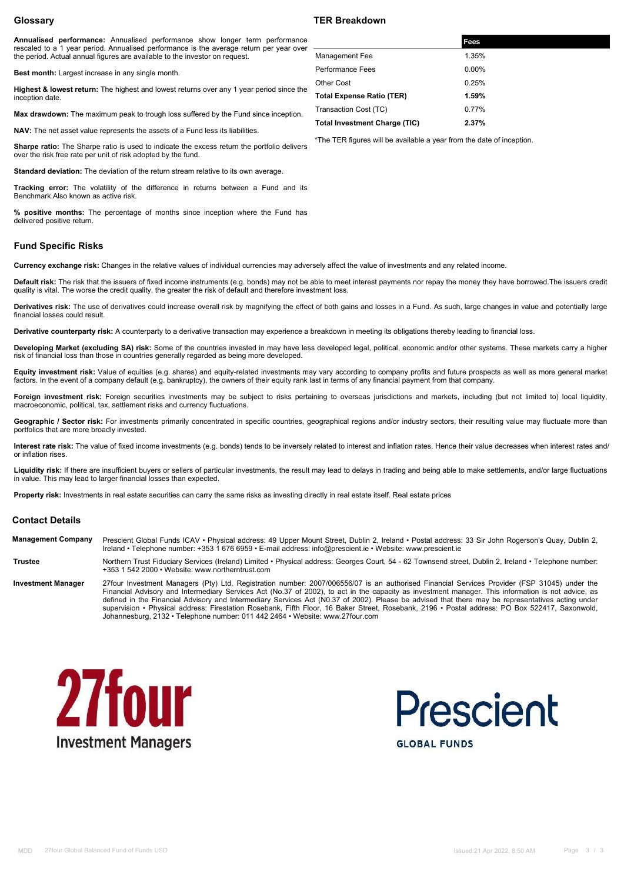## Glossary

**Annualised performance:** Annualised performance show longer term performance rescaled to a 1 year period. Annualised performance is the average return per year over the period. Actual annual figures are available to the investor on request.

**Best month:** Largest increase in any single month.

**Highest & lowest return:** The highest and lowest returns over any 1 year period since the inception date.

**Max drawdown:** The maximum peak to trough loss suffered by the Fund since inception.

**NAV:** The net asset value represents the assets of a Fund less its liabilities.

**Sharpe ratio:** The Sharpe ratio is used to indicate the excess return the portfolio delivers over the risk free rate per unit of risk adopted by the fund.

**Standard deviation:** The deviation of the return stream relative to its own average.

**Tracking error:** The volatility of the difference in returns between a Fund and its Benchmark.Also known as active risk.

**% positive months:** The percentage of months since inception where the Fund has delivered positive return.

## TER Breakdown

| | Fees |
|---|---|
| Management Fee | 1.35% |
| Performance Fees | 0.00% |
| Other Cost | 0.25% |
| **Total Expense Ratio (TER)** | **1.59%** |
| Transaction Cost (TC) | 0.77% |
| **Total Investment Charge (TIC)** | **2.37%** |

*The TER figures will be available a year from the date of inception.

## Fund Specific Risks

**Currency exchange risk:** Changes in the relative values of individual currencies may adversely affect the value of investments and any related income.

**Default risk:** The risk that the issuers of fixed income instruments (e.g. bonds) may not be able to meet interest payments nor repay the money they have borrowed.The issuers credit quality is vital. The worse the credit quality, the greater the risk of default and therefore investment loss.

**Derivatives risk:** The use of derivatives could increase overall risk by magnifying the effect of both gains and losses in a Fund. As such, large changes in value and potentially large financial losses could result.

**Derivative counterparty risk:** A counterparty to a derivative transaction may experience a breakdown in meeting its obligations thereby leading to financial loss.

**Developing Market (excluding SA) risk:** Some of the countries invested in may have less developed legal, political, economic and/or other systems. These markets carry a higher risk of financial loss than those in countries generally regarded as being more developed.

**Equity investment risk:** Value of equities (e.g. shares) and equity-related investments may vary according to company profits and future prospects as well as more general market factors. In the event of a company default (e.g. bankruptcy), the owners of their equity rank last in terms of any financial payment from that company.

**Foreign investment risk:** Foreign securities investments may be subject to risks pertaining to overseas jurisdictions and markets, including (but not limited to) local liquidity, macroeconomic, political, tax, settlement risks and currency fluctuations.

**Geographic / Sector risk:** For investments primarily concentrated in specific countries, geographical regions and/or industry sectors, their resulting value may fluctuate more than portfolios that are more broadly invested.

**Interest rate risk:** The value of fixed income investments (e.g. bonds) tends to be inversely related to interest and inflation rates. Hence their value decreases when interest rates and/ or inflation rises.

**Liquidity risk:** If there are insufficient buyers or sellers of particular investments, the result may lead to delays in trading and being able to make settlements, and/or large fluctuations in value. This may lead to larger financial losses than expected.

**Property risk:** Investments in real estate securities can carry the same risks as investing directly in real estate itself. Real estate prices

## Contact Details

**Management Company** Prescient Global Funds ICAV • Physical address: 49 Upper Mount Street, Dublin 2, Ireland • Postal address: 33 Sir John Rogerson's Quay, Dublin 2, Ireland • Telephone number: +353 1 676 6959 • E-mail address: info@prescient.ie • Website: www.prescient.ie

**Trustee** Northern Trust Fiduciary Services (Ireland) Limited • Physical address: Georges Court, 54 - 62 Townsend street, Dublin 2, Ireland • Telephone number: +353 1 542 2000 • Website: www.northerntrust.com

**Investment Manager** 27four Investment Managers (Pty) Ltd, Registration number: 2007/006556/07 is an authorised Financial Services Provider (FSP 31045) under the Financial Advisory and Intermediary Services Act (No.37 of 2002), to act in the capacity as investment manager. This information is not advice, as defined in the Financial Advisory and Intermediary Services Act (N0.37 of 2002). Please be advised that there may be representatives acting under supervision • Physical address: Firestation Rosebank, Fifth Floor, 16 Baker Street, Rosebank, 2196 • Postal address: PO Box 522417, Saxonwold, Johannesburg, 2132 • Telephone number: 011 442 2464 • Website: www.27four.com

27four Investment Managers

Prescient GLOBAL FUNDS